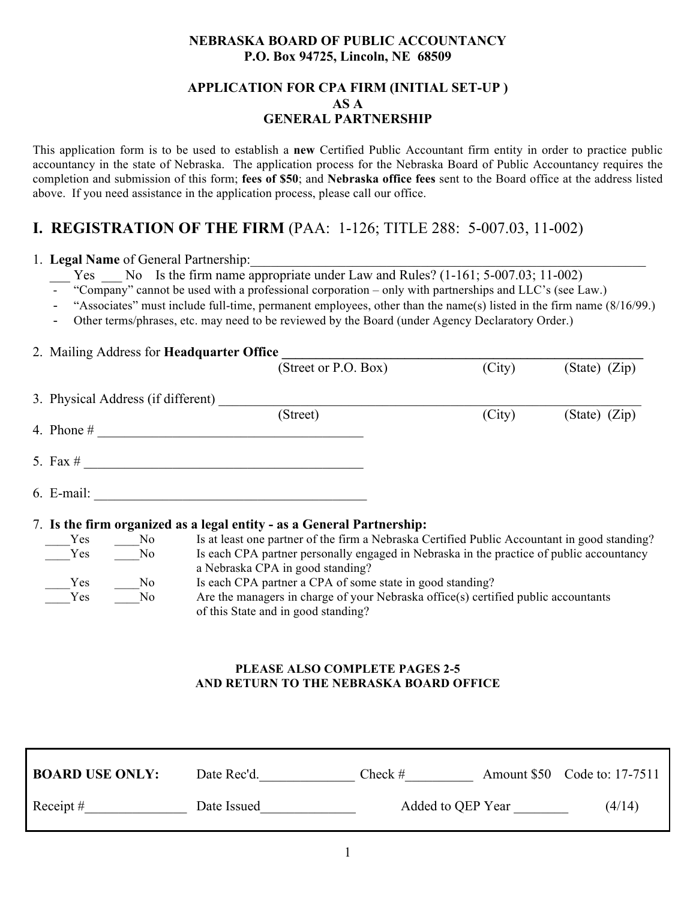**NEBRASKA BOARD OF PUBLIC ACCOUNTANCY**
**P.O. Box 94725, Lincoln, NE 68509**

**APPLICATION FOR CPA FIRM (INITIAL SET-UP )**
**AS A**
**GENERAL PARTNERSHIP**

This application form is to be used to establish a **new** Certified Public Accountant firm entity in order to practice public accountancy in the state of Nebraska. The application process for the Nebraska Board of Public Accountancy requires the completion and submission of this form; **fees of $50**; and **Nebraska office fees** sent to the Board office at the address listed above. If you need assistance in the application process, please call our office.

## I. REGISTRATION OF THE FIRM (PAA: 1-126; TITLE 288: 5-007.03, 11-002)

1. **Legal Name** of General Partnership:____________________________________________________________

   ___ Yes ___ No Is the firm name appropriate under Law and Rules? (1-161; 5-007.03; 11-002)
   - "Company" cannot be used with a professional corporation – only with partnerships and LLC's (see Law.)
   - "Associates" must include full-time, permanent employees, other than the name(s) listed in the firm name (8/16/99.)
   - Other terms/phrases, etc. may need to be reviewed by the Board (under Agency Declaratory Order.)

2. Mailing Address for **Headquarter Office** ________________________________________________________
   (Street or P.O. Box) (City) (State) (Zip)

3. Physical Address (if different) ______________________________________________________________
   (Street) (City) (State) (Zip)

4. Phone # ________________________________________

5. Fax # __________________________________________

6. E-mail: ________________________________________

7. **Is the firm organized as a legal entity - as a General Partnership:**

   ____Yes ____No Is at least one partner of the firm a Nebraska Certified Public Accountant in good standing?

   ____Yes ____No Is each CPA partner personally engaged in Nebraska in the practice of public accountancy a Nebraska CPA in good standing?

   ____Yes ____No Is each CPA partner a CPA of some state in good standing?

   ____Yes ____No Are the managers in charge of your Nebraska office(s) certified public accountants of this State and in good standing?

**PLEASE ALSO COMPLETE PAGES 2-5**
**AND RETURN TO THE NEBRASKA BOARD OFFICE**

| **BOARD USE ONLY:** | Date Rec'd.______________ | Check #__________ | Amount $50 | Code to: 17-7511 |
|---|---|---|---|---|
| Receipt #_______________ | Date Issued______________ | Added to QEP Year ________ | | (4/14) |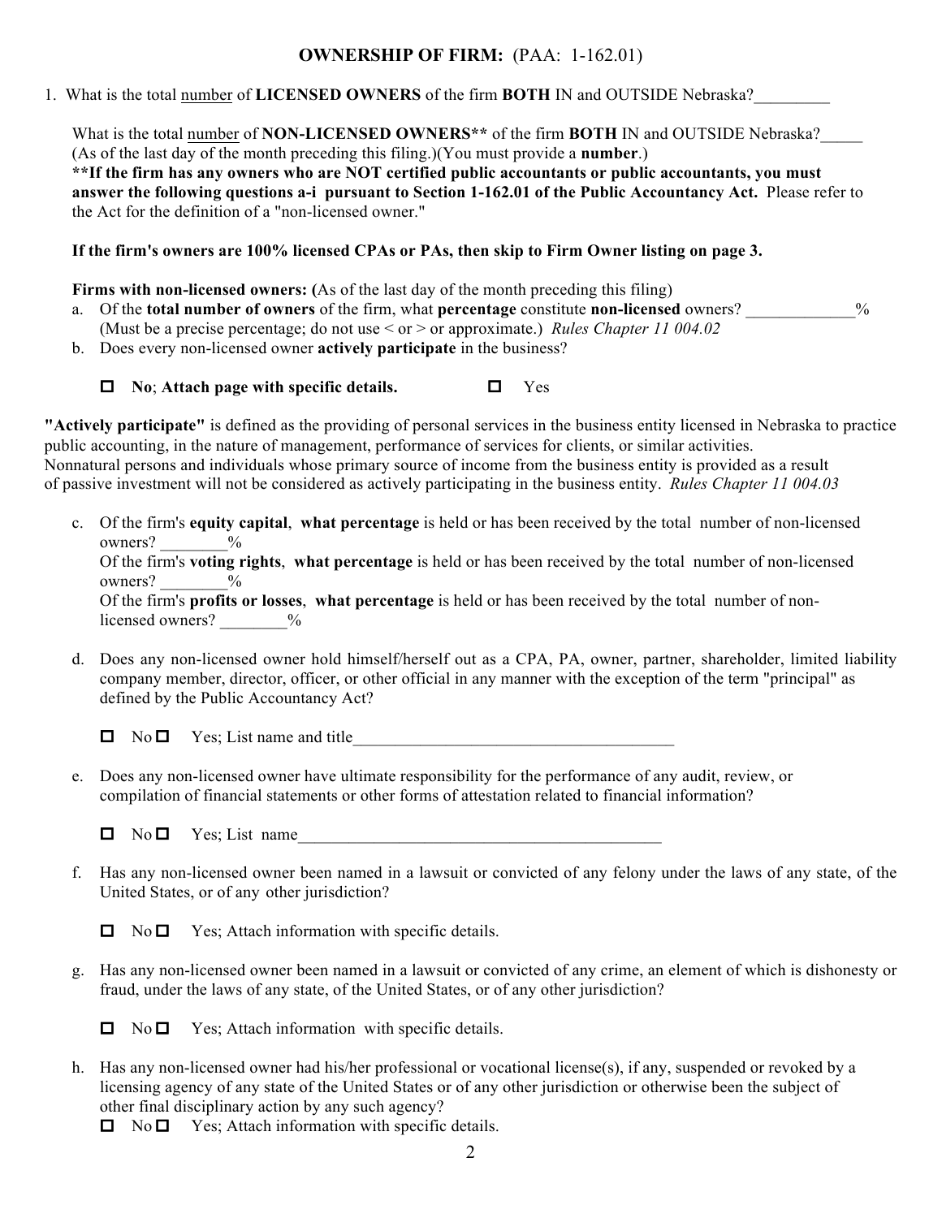## OWNERSHIP OF FIRM: (PAA: 1-162.01)

1. What is the total number of **LICENSED OWNERS** of the firm **BOTH** IN and OUTSIDE Nebraska?_________

What is the total number of **NON-LICENSED OWNERS**** of the firm **BOTH** IN and OUTSIDE Nebraska?_____
(As of the last day of the month preceding this filing.)(You must provide a **number**.)
****If the firm has any owners who are NOT certified public accountants or public accountants, you must answer the following questions a-i pursuant to Section 1-162.01 of the Public Accountancy Act.** Please refer to the Act for the definition of a "non-licensed owner."

**If the firm's owners are 100% licensed CPAs or PAs, then skip to Firm Owner listing on page 3.**

**Firms with non-licensed owners: (**As of the last day of the month preceding this filing)

a. Of the **total number of owners** of the firm, what **percentage** constitute **non-licensed** owners? _____________%
(Must be a precise percentage; do not use < or > or approximate.) *Rules Chapter 11 004.02*

b. Does every non-licensed owner **actively participate** in the business?

☐ **No**; **Attach page with specific details.** ☐ Yes

**"Actively participate"** is defined as the providing of personal services in the business entity licensed in Nebraska to practice public accounting, in the nature of management, performance of services for clients, or similar activities. Nonnatural persons and individuals whose primary source of income from the business entity is provided as a result of passive investment will not be considered as actively participating in the business entity. *Rules Chapter 11 004.03*

c. Of the firm's **equity capital**, **what percentage** is held or has been received by the total number of non-licensed owners? ________%
Of the firm's **voting rights**, **what percentage** is held or has been received by the total number of non-licensed owners? ________%
Of the firm's **profits or losses**, **what percentage** is held or has been received by the total number of non-licensed owners? ________%

d. Does any non-licensed owner hold himself/herself out as a CPA, PA, owner, partner, shareholder, limited liability company member, director, officer, or other official in any manner with the exception of the term "principal" as defined by the Public Accountancy Act?

☐ No ☐ Yes; List name and title_______________________________________

e. Does any non-licensed owner have ultimate responsibility for the performance of any audit, review, or compilation of financial statements or other forms of attestation related to financial information?

☐ No ☐ Yes; List name_____________________________________________

f. Has any non-licensed owner been named in a lawsuit or convicted of any felony under the laws of any state, of the United States, or of any other jurisdiction?

☐ No ☐ Yes; Attach information with specific details.

g. Has any non-licensed owner been named in a lawsuit or convicted of any crime, an element of which is dishonesty or fraud, under the laws of any state, of the United States, or of any other jurisdiction?

☐ No ☐ Yes; Attach information with specific details.

h. Has any non-licensed owner had his/her professional or vocational license(s), if any, suspended or revoked by a licensing agency of any state of the United States or of any other jurisdiction or otherwise been the subject of other final disciplinary action by any such agency?

☐ No ☐ Yes; Attach information with specific details.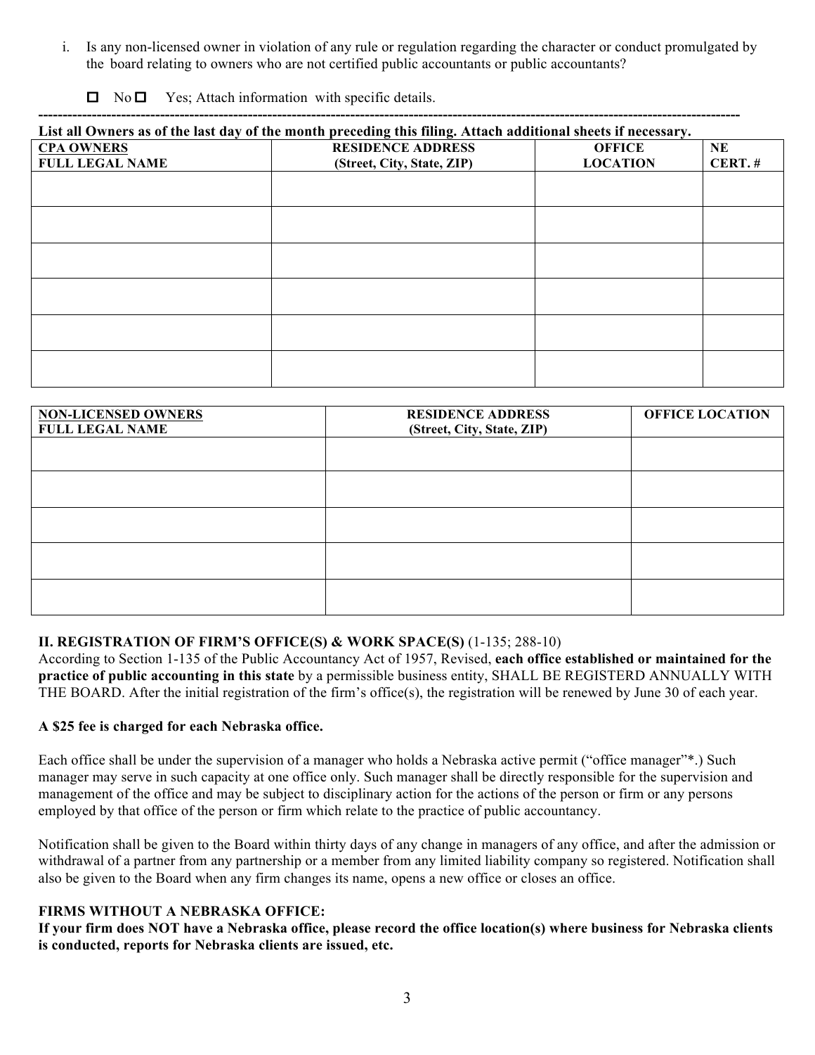i. Is any non-licensed owner in violation of any rule or regulation regarding the character or conduct promulgated by the board relating to owners who are not certified public accountants or public accountants?

☐ No ☐ Yes; Attach information with specific details.

---

**List all Owners as of the last day of the month preceding this filing. Attach additional sheets if necessary.**

| CPA OWNERS FULL LEGAL NAME | RESIDENCE ADDRESS (Street, City, State, ZIP) | OFFICE LOCATION | NE CERT. # |
|---|---|---|---|
| | | | |
| | | | |
| | | | |
| | | | |
| | | | |
| | | | |

| NON-LICENSED OWNERS FULL LEGAL NAME | RESIDENCE ADDRESS (Street, City, State, ZIP) | OFFICE LOCATION |
|---|---|---|
| | | |
| | | |
| | | |
| | | |
| | | |

### II. REGISTRATION OF FIRM'S OFFICE(S) & WORK SPACE(S) (1-135; 288-10)

According to Section 1-135 of the Public Accountancy Act of 1957, Revised, **each office established or maintained for the practice of public accounting in this state** by a permissible business entity, SHALL BE REGISTERD ANNUALLY WITH THE BOARD. After the initial registration of the firm's office(s), the registration will be renewed by June 30 of each year.

**A $25 fee is charged for each Nebraska office.**

Each office shall be under the supervision of a manager who holds a Nebraska active permit ("office manager"*.) Such manager may serve in such capacity at one office only. Such manager shall be directly responsible for the supervision and management of the office and may be subject to disciplinary action for the actions of the person or firm or any persons employed by that office of the person or firm which relate to the practice of public accountancy.

Notification shall be given to the Board within thirty days of any change in managers of any office, and after the admission or withdrawal of a partner from any partnership or a member from any limited liability company so registered. Notification shall also be given to the Board when any firm changes its name, opens a new office or closes an office.

**FIRMS WITHOUT A NEBRASKA OFFICE:**

**If your firm does NOT have a Nebraska office, please record the office location(s) where business for Nebraska clients is conducted, reports for Nebraska clients are issued, etc.**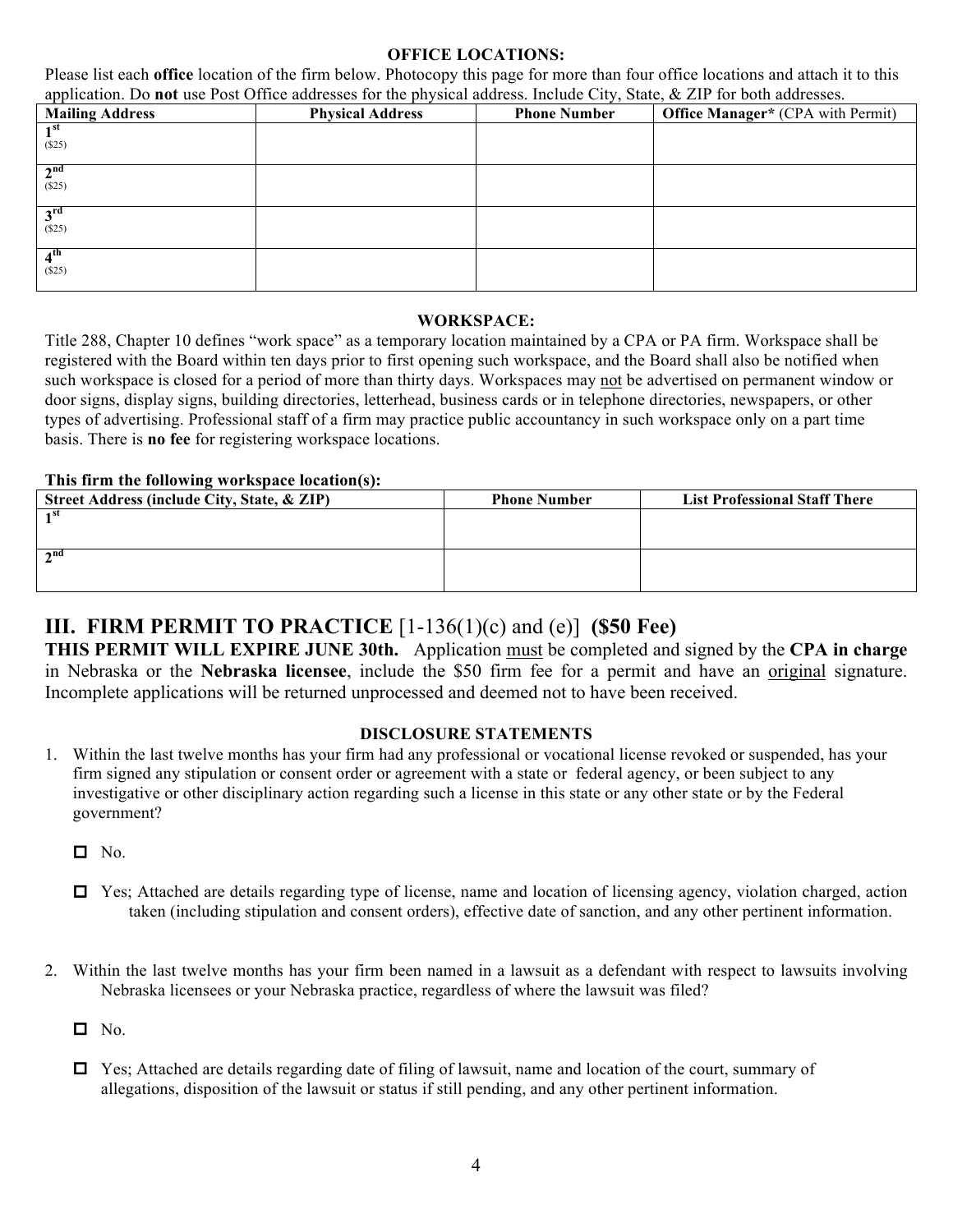**OFFICE LOCATIONS:**

Please list each **office** location of the firm below. Photocopy this page for more than four office locations and attach it to this application. Do **not** use Post Office addresses for the physical address. Include City, State, & ZIP for both addresses.

| Mailing Address | Physical Address | Phone Number | Office Manager* (CPA with Permit) |
|---|---|---|---|
| 1st ($25) | | | |
| 2nd ($25) | | | |
| 3rd ($25) | | | |
| 4th ($25) | | | |

**WORKSPACE:**

Title 288, Chapter 10 defines "work space" as a temporary location maintained by a CPA or PA firm. Workspace shall be registered with the Board within ten days prior to first opening such workspace, and the Board shall also be notified when such workspace is closed for a period of more than thirty days. Workspaces may not be advertised on permanent window or door signs, display signs, building directories, letterhead, business cards or in telephone directories, newspapers, or other types of advertising. Professional staff of a firm may practice public accountancy in such workspace only on a part time basis. There is **no fee** for registering workspace locations.

**This firm the following workspace location(s):**

| Street Address (include City, State, & ZIP) | Phone Number | List Professional Staff There |
|---|---|---|
| 1st | | |
| 2nd | | |

## III. FIRM PERMIT TO PRACTICE [1-136(1)(c) and (e)] (\$50 Fee)

**THIS PERMIT WILL EXPIRE JUNE 30th.** Application must be completed and signed by the **CPA in charge** in Nebraska or the **Nebraska licensee**, include the \$50 firm fee for a permit and have an original signature. Incomplete applications will be returned unprocessed and deemed not to have been received.

**DISCLOSURE STATEMENTS**

1. Within the last twelve months has your firm had any professional or vocational license revoked or suspended, has your firm signed any stipulation or consent order or agreement with a state or federal agency, or been subject to any investigative or other disciplinary action regarding such a license in this state or any other state or by the Federal government?

   ☐ No.

   ☐ Yes; Attached are details regarding type of license, name and location of licensing agency, violation charged, action taken (including stipulation and consent orders), effective date of sanction, and any other pertinent information.

2. Within the last twelve months has your firm been named in a lawsuit as a defendant with respect to lawsuits involving Nebraska licensees or your Nebraska practice, regardless of where the lawsuit was filed?

   ☐ No.

   ☐ Yes; Attached are details regarding date of filing of lawsuit, name and location of the court, summary of allegations, disposition of the lawsuit or status if still pending, and any other pertinent information.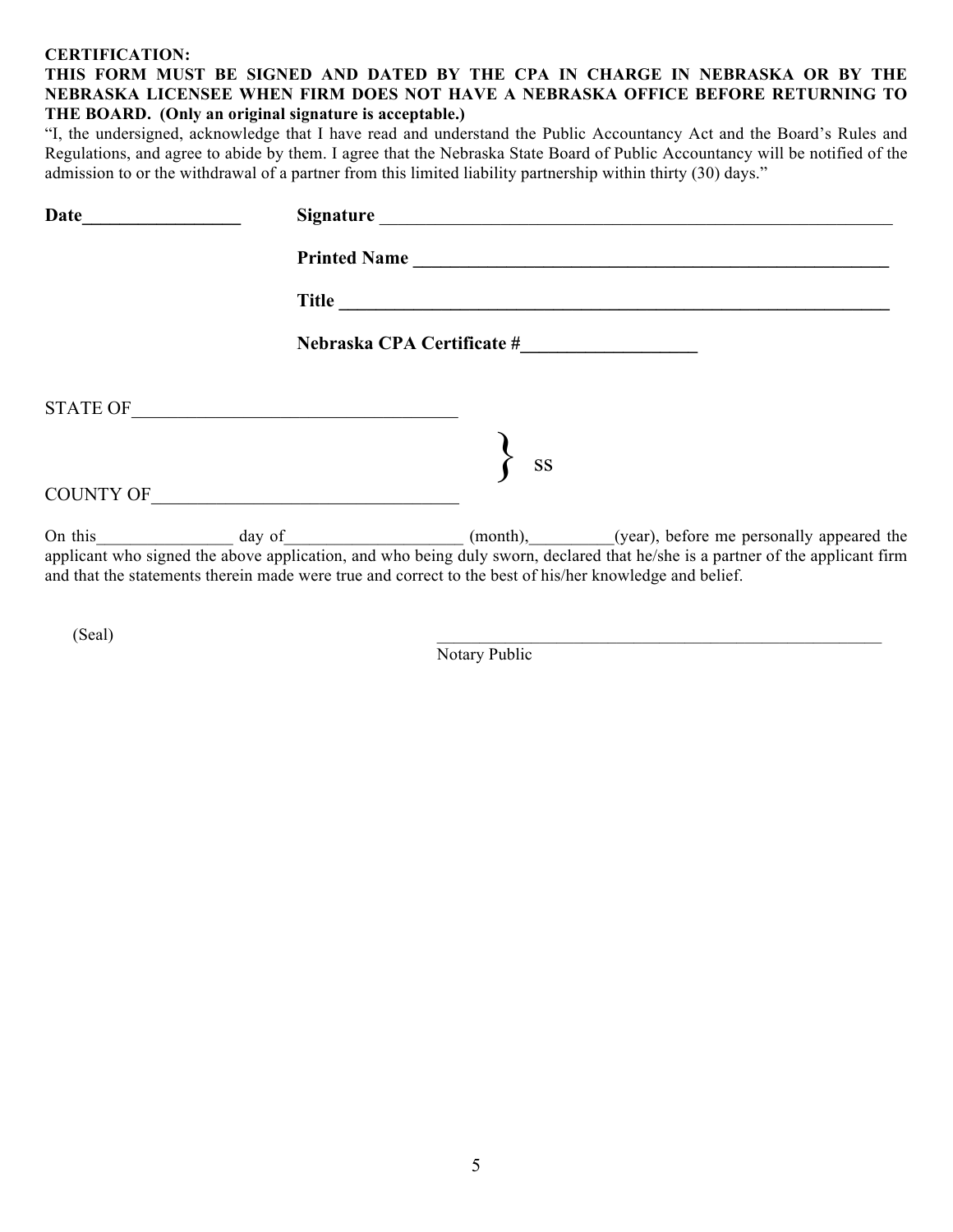**CERTIFICATION:**

**THIS FORM MUST BE SIGNED AND DATED BY THE CPA IN CHARGE IN NEBRASKA OR BY THE NEBRASKA LICENSEE WHEN FIRM DOES NOT HAVE A NEBRASKA OFFICE BEFORE RETURNING TO THE BOARD. (Only an original signature is acceptable.)**

"I, the undersigned, acknowledge that I have read and understand the Public Accountancy Act and the Board's Rules and Regulations, and agree to abide by them. I agree that the Nebraska State Board of Public Accountancy will be notified of the admission to or the withdrawal of a partner from this limited liability partnership within thirty (30) days."

**Date**_________________ **Signature** ___________________________________________________________

**Printed Name** ______________________________________________________

**Title** ______________________________________________________________

**Nebraska CPA Certificate #**___________________

STATE OF___________________________________

} ss

COUNTY OF_________________________________

On this________________ day of____________________ (month),__________(year), before me personally appeared the applicant who signed the above application, and who being duly sworn, declared that he/she is a partner of the applicant firm and that the statements therein made were true and correct to the best of his/her knowledge and belief.

(Seal) _________________________________________________________

Notary Public